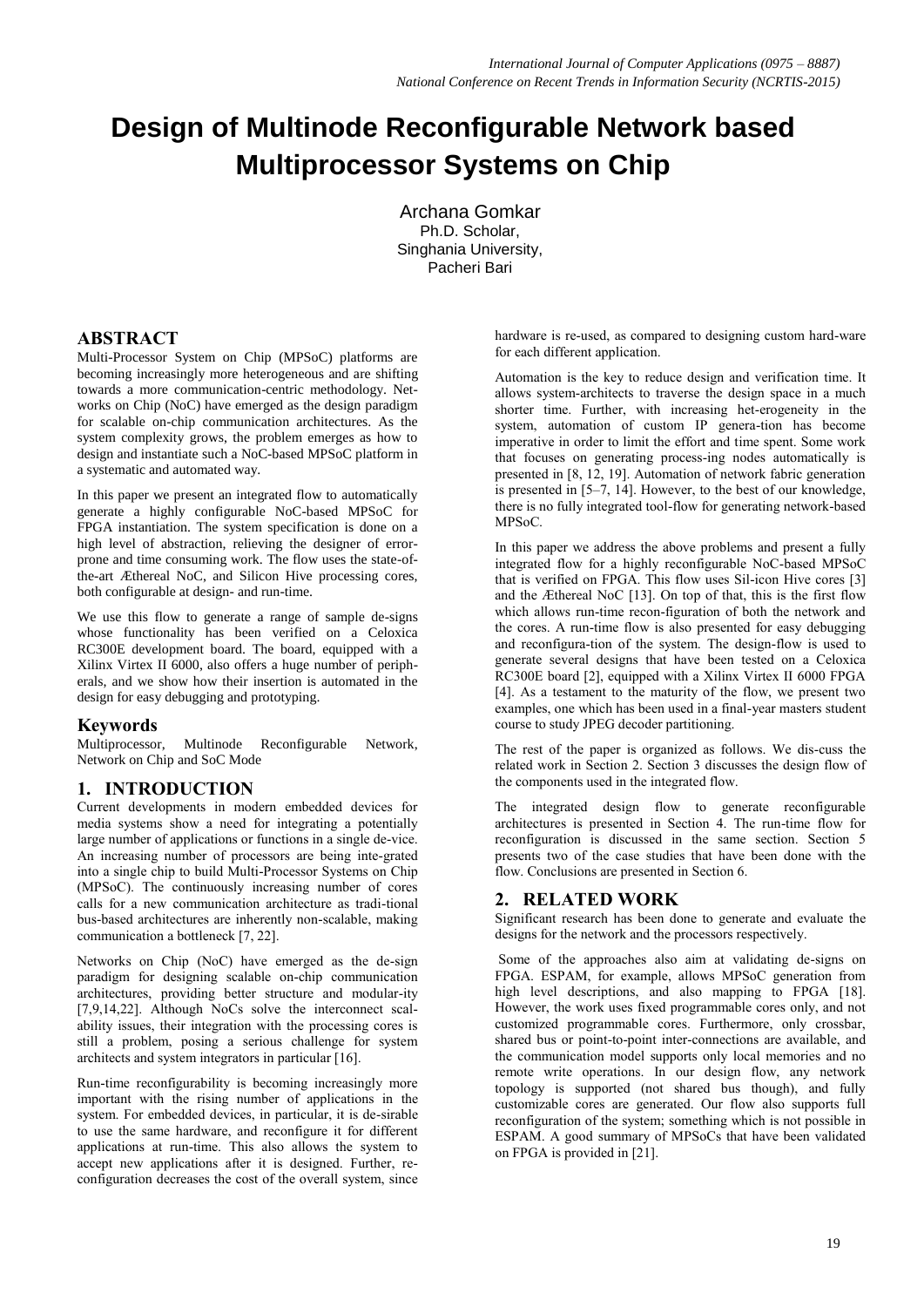# Design of Multinode Reconfigurable Network based Multiprocessor Systems on Chip

Archana Gomkar
Ph.D. Scholar,
Singhania University,
Pacheri Bari

## ABSTRACT

Multi-Processor System on Chip (MPSoC) platforms are becoming increasingly more heterogeneous and are shifting towards a more communication-centric methodology. Networks on Chip (NoC) have emerged as the design paradigm for scalable on-chip communication architectures. As the system complexity grows, the problem emerges as how to design and instantiate such a NoC-based MPSoC platform in a systematic and automated way.

In this paper we present an integrated flow to automatically generate a highly configurable NoC-based MPSoC for FPGA instantiation. The system specification is done on a high level of abstraction, relieving the designer of error-prone and time consuming work. The flow uses the state-of-the-art Æthereal NoC, and Silicon Hive processing cores, both configurable at design- and run-time.

We use this flow to generate a range of sample de-signs whose functionality has been verified on a Celoxica RC300E development board. The board, equipped with a Xilinx Virtex II 6000, also offers a huge number of periph-erals, and we show how their insertion is automated in the design for easy debugging and prototyping.

## Keywords

Multiprocessor, Multinode Reconfigurable Network, Network on Chip and SoC Mode

## 1. INTRODUCTION

Current developments in modern embedded devices for media systems show a need for integrating a potentially large number of applications or functions in a single de-vice. An increasing number of processors are being inte-grated into a single chip to build Multi-Processor Systems on Chip (MPSoC). The continuously increasing number of cores calls for a new communication architecture as tradi-tional bus-based architectures are inherently non-scalable, making communication a bottleneck [7, 22].

Networks on Chip (NoC) have emerged as the de-sign paradigm for designing scalable on-chip communication architectures, providing better structure and modular-ity [7,9,14,22]. Although NoCs solve the interconnect scal-ability issues, their integration with the processing cores is still a problem, posing a serious challenge for system architects and system integrators in particular [16].

Run-time reconfigurability is becoming increasingly more important with the rising number of applications in the system. For embedded devices, in particular, it is de-sirable to use the same hardware, and reconfigure it for different applications at run-time. This also allows the system to accept new applications after it is designed. Further, re-configuration decreases the cost of the overall system, since hardware is re-used, as compared to designing custom hard-ware for each different application.

Automation is the key to reduce design and verification time. It allows system-architects to traverse the design space in a much shorter time. Further, with increasing het-erogeneity in the system, automation of custom IP genera-tion has become imperative in order to limit the effort and time spent. Some work that focuses on generating process-ing nodes automatically is presented in [8, 12, 19]. Automation of network fabric generation is presented in [5–7, 14]. However, to the best of our knowledge, there is no fully integrated tool-flow for generating network-based MPSoC.

In this paper we address the above problems and present a fully integrated flow for a highly reconfigurable NoC-based MPSoC that is verified on FPGA. This flow uses Sil-icon Hive cores [3] and the Æthereal NoC [13]. On top of that, this is the first flow which allows run-time recon-figuration of both the network and the cores. A run-time flow is also presented for easy debugging and reconfigura-tion of the system. The design-flow is used to generate several designs that have been tested on a Celoxica RC300E board [2], equipped with a Xilinx Virtex II 6000 FPGA [4]. As a testament to the maturity of the flow, we present two examples, one which has been used in a final-year masters student course to study JPEG decoder partitioning.

The rest of the paper is organized as follows. We dis-cuss the related work in Section 2. Section 3 discusses the design flow of the components used in the integrated flow.

The integrated design flow to generate reconfigurable architectures is presented in Section 4. The run-time flow for reconfiguration is discussed in the same section. Section 5 presents two of the case studies that have been done with the flow. Conclusions are presented in Section 6.

## 2. RELATED WORK

Significant research has been done to generate and evaluate the designs for the network and the processors respectively.

Some of the approaches also aim at validating de-signs on FPGA. ESPAM, for example, allows MPSoC generation from high level descriptions, and also mapping to FPGA [18]. However, the work uses fixed programmable cores only, and not customized programmable cores. Furthermore, only crossbar, shared bus or point-to-point inter-connections are available, and the communication model supports only local memories and no remote write operations. In our design flow, any network topology is supported (not shared bus though), and fully customizable cores are generated. Our flow also supports full reconfiguration of the system; something which is not possible in ESPAM. A good summary of MPSoCs that have been validated on FPGA is provided in [21].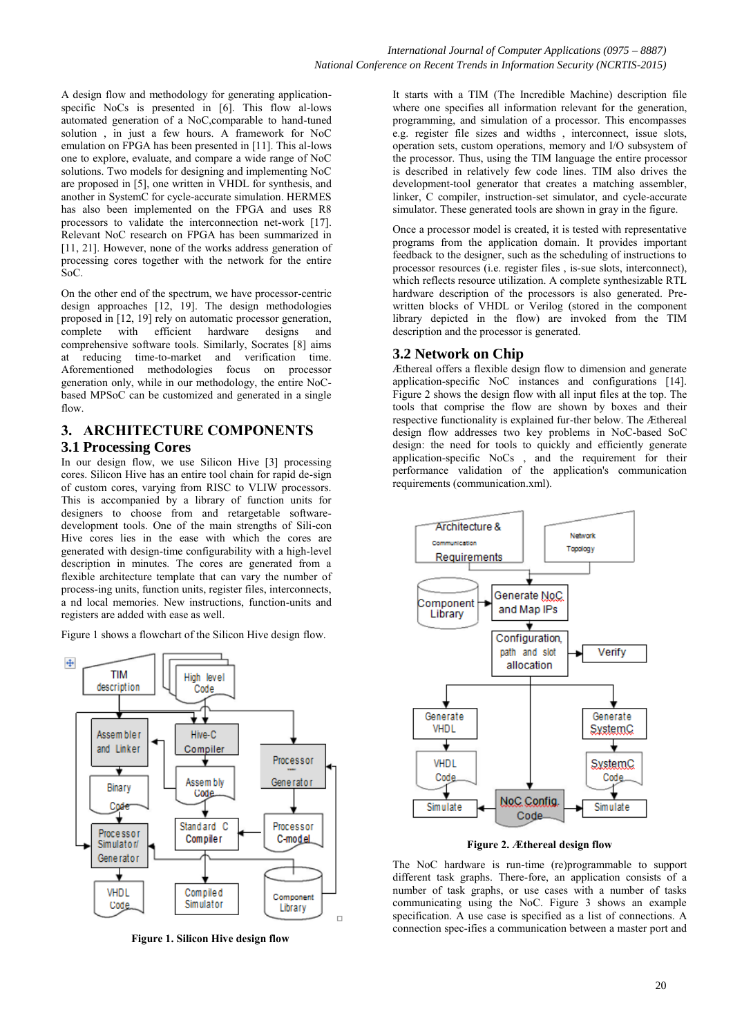A design flow and methodology for generating application-specific NoCs is presented in [6]. This flow al-lows automated generation of a NoC,comparable to hand-tuned solution , in just a few hours. A framework for NoC emulation on FPGA has been presented in [11]. This al-lows one to explore, evaluate, and compare a wide range of NoC solutions. Two models for designing and implementing NoC are proposed in [5], one written in VHDL for synthesis, and another in SystemC for cycle-accurate simulation. HERMES has also been implemented on the FPGA and uses R8 processors to validate the interconnection net-work [17]. Relevant NoC research on FPGA has been summarized in [11, 21]. However, none of the works address generation of processing cores together with the network for the entire SoC.

On the other end of the spectrum, we have processor-centric design approaches [12, 19]. The design methodologies proposed in [12, 19] rely on automatic processor generation, complete with efficient hardware designs and comprehensive software tools. Similarly, Socrates [8] aims at reducing time-to-market and verification time. Aforementioned methodologies focus on processor generation only, while in our methodology, the entire NoC-based MPSoC can be customized and generated in a single flow.

# 3. ARCHITECTURE COMPONENTS

## 3.1 Processing Cores

In our design flow, we use Silicon Hive [3] processing cores. Silicon Hive has an entire tool chain for rapid de-sign of custom cores, varying from RISC to VLIW processors. This is accompanied by a library of function units for designers to choose from and retargetable software-development tools. One of the main strengths of Sili-con Hive cores lies in the ease with which the cores are generated with design-time configurability with a high-level description in minutes. The cores are generated from a flexible architecture template that can vary the number of process-ing units, function units, register files, interconnects, a nd local memories. New instructions, function-units and registers are added with ease as well.

Figure 1 shows a flowchart of the Silicon Hive design flow.

**Figure 1. Silicon Hive design flow**

It starts with a TIM (The Incredible Machine) description file where one specifies all information relevant for the generation, programming, and simulation of a processor. This encompasses e.g. register file sizes and widths , interconnect, issue slots, operation sets, custom operations, memory and I/O subsystem of the processor. Thus, using the TIM language the entire processor is described in relatively few code lines. TIM also drives the development-tool generator that creates a matching assembler, linker, C compiler, instruction-set simulator, and cycle-accurate simulator. These generated tools are shown in gray in the figure.

Once a processor model is created, it is tested with representative programs from the application domain. It provides important feedback to the designer, such as the scheduling of instructions to processor resources (i.e. register files , is-sue slots, interconnect), which reflects resource utilization. A complete synthesizable RTL hardware description of the processors is also generated. Pre-written blocks of VHDL or Verilog (stored in the component library depicted in the flow) are invoked from the TIM description and the processor is generated.

## 3.2 Network on Chip

Æthereal offers a flexible design flow to dimension and generate application-specific NoC instances and configurations [14]. Figure 2 shows the design flow with all input files at the top. The tools that comprise the flow are shown by boxes and their respective functionality is explained fur-ther below. The Æthereal design flow addresses two key problems in NoC-based SoC design: the need for tools to quickly and efficiently generate application-specific NoCs , and the requirement for their performance validation of the application's communication requirements (communication.xml).

**Figure 2. Æthereal design flow**

The NoC hardware is run-time (re)programmable to support different task graphs. There-fore, an application consists of a number of task graphs, or use cases with a number of tasks communicating using the NoC. Figure 3 shows an example specification. A use case is specified as a list of connections. A connection spec-ifies a communication between a master port and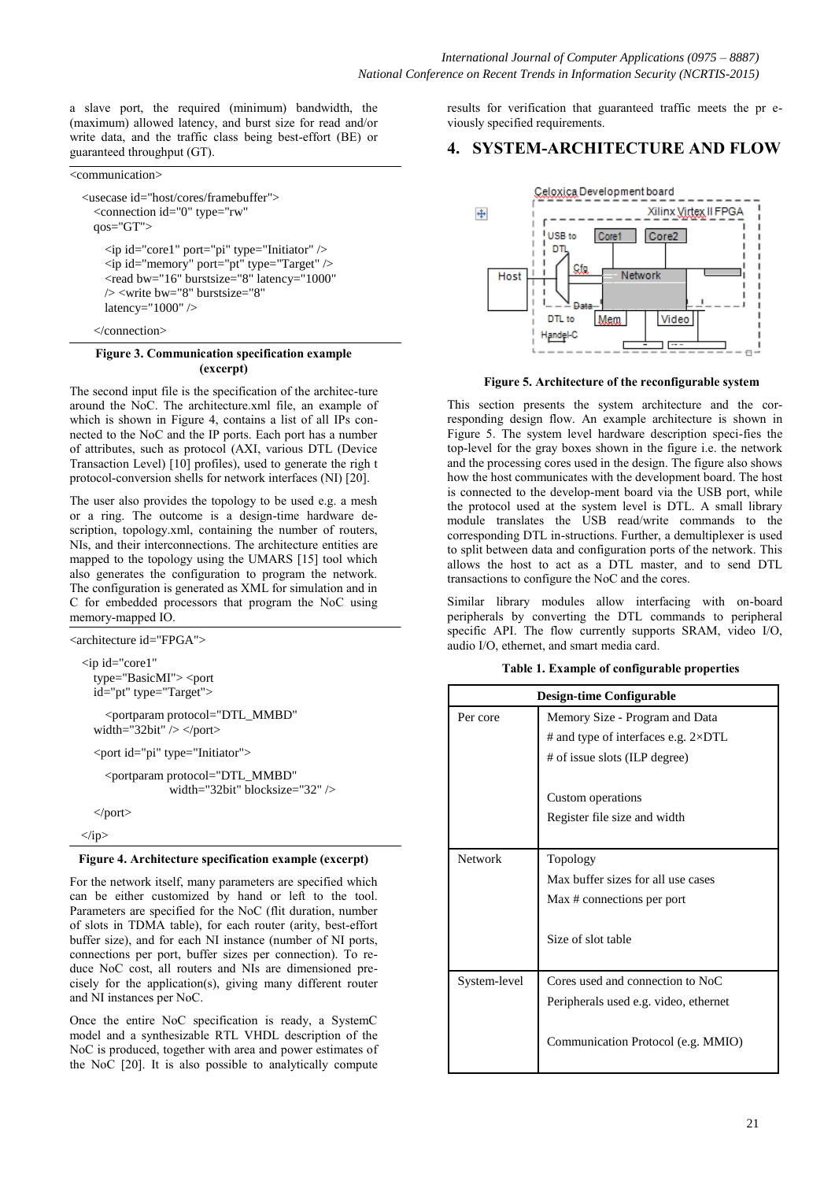a slave port, the required (minimum) bandwidth, the (maximum) allowed latency, and burst size for read and/or write data, and the traffic class being best-effort (BE) or guaranteed throughput (GT).

```
<communication>

  <usecase id="host/cores/framebuffer">
    <connection id="0" type="rw"
    qos="GT">

      <ip id="core1" port="pi" type="Initiator" />
      <ip id="memory" port="pt" type="Target" />
      <read bw="16" burstsize="8" latency="1000"
      /> <write bw="8" burstsize="8"
      latency="1000" />

    </connection>
```

**Figure 3. Communication specification example (excerpt)**

The second input file is the specification of the architec-ture around the NoC. The architecture.xml file, an example of which is shown in Figure 4, contains a list of all IPs con-nected to the NoC and the IP ports. Each port has a number of attributes, such as protocol (AXI, various DTL (Device Transaction Level) [10] profiles), used to generate the righ t protocol-conversion shells for network interfaces (NI) [20].

The user also provides the topology to be used e.g. a mesh or a ring. The outcome is a design-time hardware de-scription, topology.xml, containing the number of routers, NIs, and their interconnections. The architecture entities are mapped to the topology using the UMARS [15] tool which also generates the configuration to program the network. The configuration is generated as XML for simulation and in C for embedded processors that program the NoC using memory-mapped IO.

```
<architecture id="FPGA">

  <ip id="core1"
    type="BasicMI"> <port
    id="pt" type="Target">

      <portparam protocol="DTL_MMBD"
    width="32bit" /> </port>

    <port id="pi" type="Initiator">

      <portparam protocol="DTL_MMBD"
                 width="32bit" blocksize="32" />

    </port>

  </ip>
```

**Figure 4. Architecture specification example (excerpt)**

For the network itself, many parameters are specified which can be either customized by hand or left to the tool. Parameters are specified for the NoC (flit duration, number of slots in TDMA table), for each router (arity, best-effort buffer size), and for each NI instance (number of NI ports, connections per port, buffer sizes per connection). To re-duce NoC cost, all routers and NIs are dimensioned pre-cisely for the application(s), giving many different router and NI instances per NoC.

Once the entire NoC specification is ready, a SystemC model and a synthesizable RTL VHDL description of the NoC is produced, together with area and power estimates of the NoC [20]. It is also possible to analytically compute results for verification that guaranteed traffic meets the pr e-viously specified requirements.

# 4. SYSTEM-ARCHITECTURE AND FLOW

**Figure 5. Architecture of the reconfigurable system**

This section presents the system architecture and the cor-responding design flow. An example architecture is shown in Figure 5. The system level hardware description speci-fies the top-level for the gray boxes shown in the figure i.e. the network and the processing cores used in the design. The figure also shows how the host communicates with the development board. The host is connected to the develop-ment board via the USB port, while the protocol used at the system level is DTL. A small library module translates the USB read/write commands to the corresponding DTL in-structions. Further, a demultiplexer is used to split between data and configuration ports of the network. This allows the host to act as a DTL master, and to send DTL transactions to configure the NoC and the cores.

Similar library modules allow interfacing with on-board peripherals by converting the DTL commands to peripheral specific API. The flow currently supports SRAM, video I/O, audio I/O, ethernet, and smart media card.

**Table 1. Example of configurable properties**

| Design-time Configurable | |
|---|---|
| Per core | Memory Size - Program and Data<br># and type of interfaces e.g. 2×DTL<br># of issue slots (ILP degree)<br>Custom operations<br>Register file size and width |
| Network | Topology<br>Max buffer sizes for all use cases<br>Max # connections per port<br>Size of slot table |
| System-level | Cores used and connection to NoC<br>Peripherals used e.g. video, ethernet<br>Communication Protocol (e.g. MMIO) |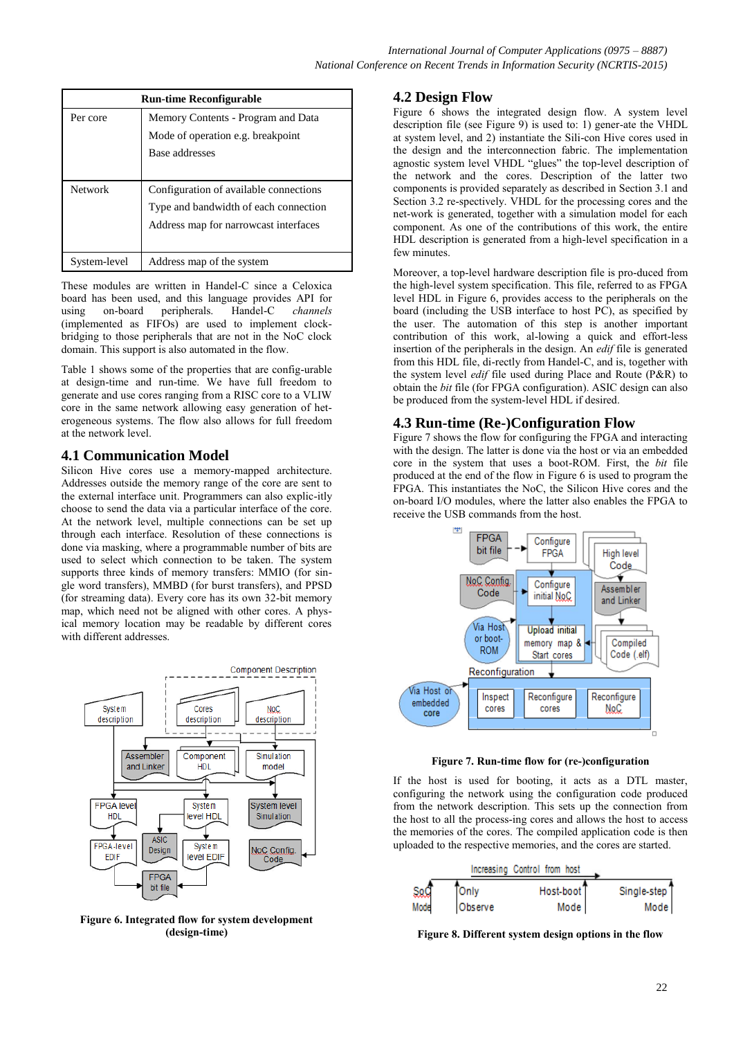| Run-time Reconfigurable | |
|---|---|
| Per core | Memory Contents - Program and Data<br>Mode of operation e.g. breakpoint<br>Base addresses |
| Network | Configuration of available connections<br>Type and bandwidth of each connection<br>Address map for narrowcast interfaces |
| System-level | Address map of the system |

These modules are written in Handel-C since a Celoxica board has been used, and this language provides API for using on-board peripherals. Handel-C *channels* (implemented as FIFOs) are used to implement clock-bridging to those peripherals that are not in the NoC clock domain. This support is also automated in the flow.

Table 1 shows some of the properties that are config-urable at design-time and run-time. We have full freedom to generate and use cores ranging from a RISC core to a VLIW core in the same network allowing easy generation of het-erogeneous systems. The flow also allows for full freedom at the network level.

## 4.1 Communication Model

Silicon Hive cores use a memory-mapped architecture. Addresses outside the memory range of the core are sent to the external interface unit. Programmers can also explic-itly choose to send the data via a particular interface of the core. At the network level, multiple connections can be set up through each interface. Resolution of these connections is done via masking, where a programmable number of bits are used to select which connection to be taken. The system supports three kinds of memory transfers: MMIO (for sin-gle word transfers), MMBD (for burst transfers), and PPSD (for streaming data). Every core has its own 32-bit memory map, which need not be aligned with other cores. A phys-ical memory location may be readable by different cores with different addresses.

**Figure 6. Integrated flow for system development (design-time)**

## 4.2 Design Flow

Figure 6 shows the integrated design flow. A system level description file (see Figure 9) is used to: 1) gener-ate the VHDL at system level, and 2) instantiate the Sili-con Hive cores used in the design and the interconnection fabric. The implementation agnostic system level VHDL "glues" the top-level description of the network and the cores. Description of the latter two components is provided separately as described in Section 3.1 and Section 3.2 re-spectively. VHDL for the processing cores and the net-work is generated, together with a simulation model for each component. As one of the contributions of this work, the entire HDL description is generated from a high-level specification in a few minutes.

Moreover, a top-level hardware description file is pro-duced from the high-level system specification. This file, referred to as FPGA level HDL in Figure 6, provides access to the peripherals on the board (including the USB interface to host PC), as specified by the user. The automation of this step is another important contribution of this work, al-lowing a quick and effort-less insertion of the peripherals in the design. An *edif* file is generated from this HDL file, di-rectly from Handel-C, and is, together with the system level *edif* file used during Place and Route (P&R) to obtain the *bit* file (for FPGA configuration). ASIC design can also be produced from the system-level HDL if desired.

## 4.3 Run-time (Re-)Configuration Flow

Figure 7 shows the flow for configuring the FPGA and interacting with the design. The latter is done via the host or via an embedded core in the system that uses a boot-ROM. First, the *bit* file produced at the end of the flow in Figure 6 is used to program the FPGA. This instantiates the NoC, the Silicon Hive cores and the on-board I/O modules, where the latter also enables the FPGA to receive the USB commands from the host.

**Figure 7. Run-time flow for (re-)configuration**

If the host is used for booting, it acts as a DTL master, configuring the network using the configuration code produced from the network description. This sets up the connection from the host to all the process-ing cores and allows the host to access the memories of the cores. The compiled application code is then uploaded to the respective memories, and the cores are started.

**Figure 8. Different system design options in the flow**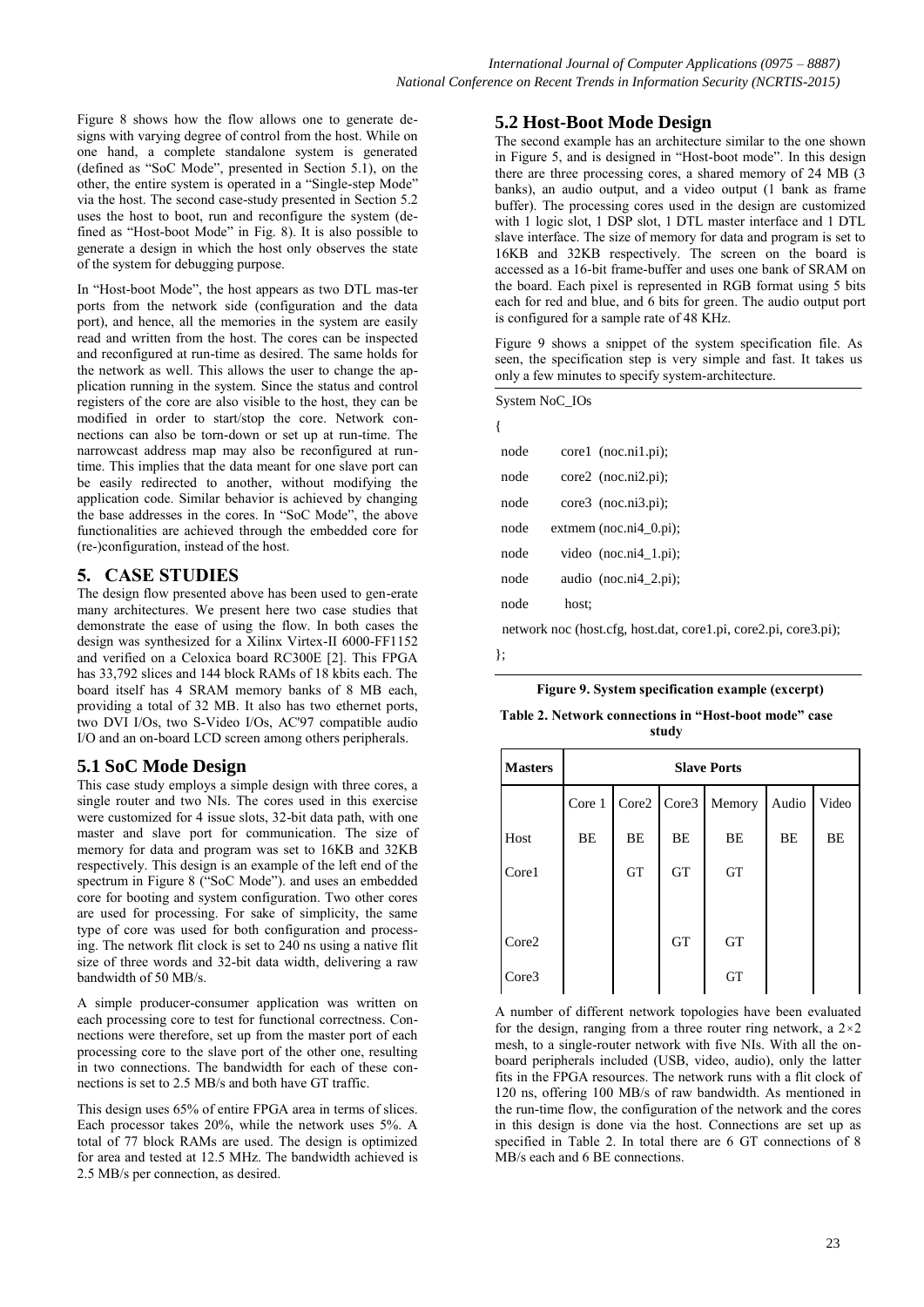Figure 8 shows how the flow allows one to generate designs with varying degree of control from the host. While on one hand, a complete standalone system is generated (defined as "SoC Mode", presented in Section 5.1), on the other, the entire system is operated in a "Single-step Mode" via the host. The second case-study presented in Section 5.2 uses the host to boot, run and reconfigure the system (defined as "Host-boot Mode" in Fig. 8). It is also possible to generate a design in which the host only observes the state of the system for debugging purpose.

In "Host-boot Mode", the host appears as two DTL mas-ter ports from the network side (configuration and the data port), and hence, all the memories in the system are easily read and written from the host. The cores can be inspected and reconfigured at run-time as desired. The same holds for the network as well. This allows the user to change the application running in the system. Since the status and control registers of the core are also visible to the host, they can be modified in order to start/stop the core. Network connections can also be torn-down or set up at run-time. The narrowcast address map may also be reconfigured at run-time. This implies that the data meant for one slave port can be easily redirected to another, without modifying the application code. Similar behavior is achieved by changing the base addresses in the cores. In "SoC Mode", the above functionalities are achieved through the embedded core for (re-)configuration, instead of the host.

## 5. CASE STUDIES

The design flow presented above has been used to gen-erate many architectures. We present here two case studies that demonstrate the ease of using the flow. In both cases the design was synthesized for a Xilinx Virtex-II 6000-FF1152 and verified on a Celoxica board RC300E [2]. This FPGA has 33,792 slices and 144 block RAMs of 18 kbits each. The board itself has 4 SRAM memory banks of 8 MB each, providing a total of 32 MB. It also has two ethernet ports, two DVI I/Os, two S-Video I/Os, AC'97 compatible audio I/O and an on-board LCD screen among others peripherals.

### 5.1 SoC Mode Design

This case study employs a simple design with three cores, a single router and two NIs. The cores used in this exercise were customized for 4 issue slots, 32-bit data path, with one master and slave port for communication. The size of memory for data and program was set to 16KB and 32KB respectively. This design is an example of the left end of the spectrum in Figure 8 ("SoC Mode"). and uses an embedded core for booting and system configuration. Two other cores are used for processing. For sake of simplicity, the same type of core was used for both configuration and processing. The network flit clock is set to 240 ns using a native flit size of three words and 32-bit data width, delivering a raw bandwidth of 50 MB/s.

A simple producer-consumer application was written on each processing core to test for functional correctness. Connections were therefore, set up from the master port of each processing core to the slave port of the other one, resulting in two connections. The bandwidth for each of these connections is set to 2.5 MB/s and both have GT traffic.

This design uses 65% of entire FPGA area in terms of slices. Each processor takes 20%, while the network uses 5%. A total of 77 block RAMs are used. The design is optimized for area and tested at 12.5 MHz. The bandwidth achieved is 2.5 MB/s per connection, as desired.

### 5.2 Host-Boot Mode Design

The second example has an architecture similar to the one shown in Figure 5, and is designed in "Host-boot mode". In this design there are three processing cores, a shared memory of 24 MB (3 banks), an audio output, and a video output (1 bank as frame buffer). The processing cores used in the design are customized with 1 logic slot, 1 DSP slot, 1 DTL master interface and 1 DTL slave interface. The size of memory for data and program is set to 16KB and 32KB respectively. The screen on the board is accessed as a 16-bit frame-buffer and uses one bank of SRAM on the board. Each pixel is represented in RGB format using 5 bits each for red and blue, and 6 bits for green. The audio output port is configured for a sample rate of 48 KHz.

Figure 9 shows a snippet of the system specification file. As seen, the specification step is very simple and fast. It takes us only a few minutes to specify system-architecture.

```
System NoC_IOs
{
 node     core1  (noc.ni1.pi);
 node     core2  (noc.ni2.pi);
 node     core3  (noc.ni3.pi);
 node     extmem (noc.ni4_0.pi);
 node     video  (noc.ni4_1.pi);
 node     audio  (noc.ni4_2.pi);
 node     host;
 network noc (host.cfg, host.dat, core1.pi, core2.pi, core3.pi);
};
```

**Figure 9. System specification example (excerpt)**

**Table 2. Network connections in "Host-boot mode" case study**

| Masters | Slave Ports | | | | | |
|---|---|---|---|---|---|---|
| | Core 1 | Core2 | Core3 | Memory | Audio | Video |
| Host | BE | BE | BE | BE | BE | BE |
| Core1 | | GT | GT | GT | | |
| Core2 | | | GT | GT | | |
| Core3 | | | | GT | | |

A number of different network topologies have been evaluated for the design, ranging from a three router ring network, a $2\times2$ mesh, to a single-router network with five NIs. With all the on-board peripherals included (USB, video, audio), only the latter fits in the FPGA resources. The network runs with a flit clock of 120 ns, offering 100 MB/s of raw bandwidth. As mentioned in the run-time flow, the configuration of the network and the cores in this design is done via the host. Connections are set up as specified in Table 2. In total there are 6 GT connections of 8 MB/s each and 6 BE connections.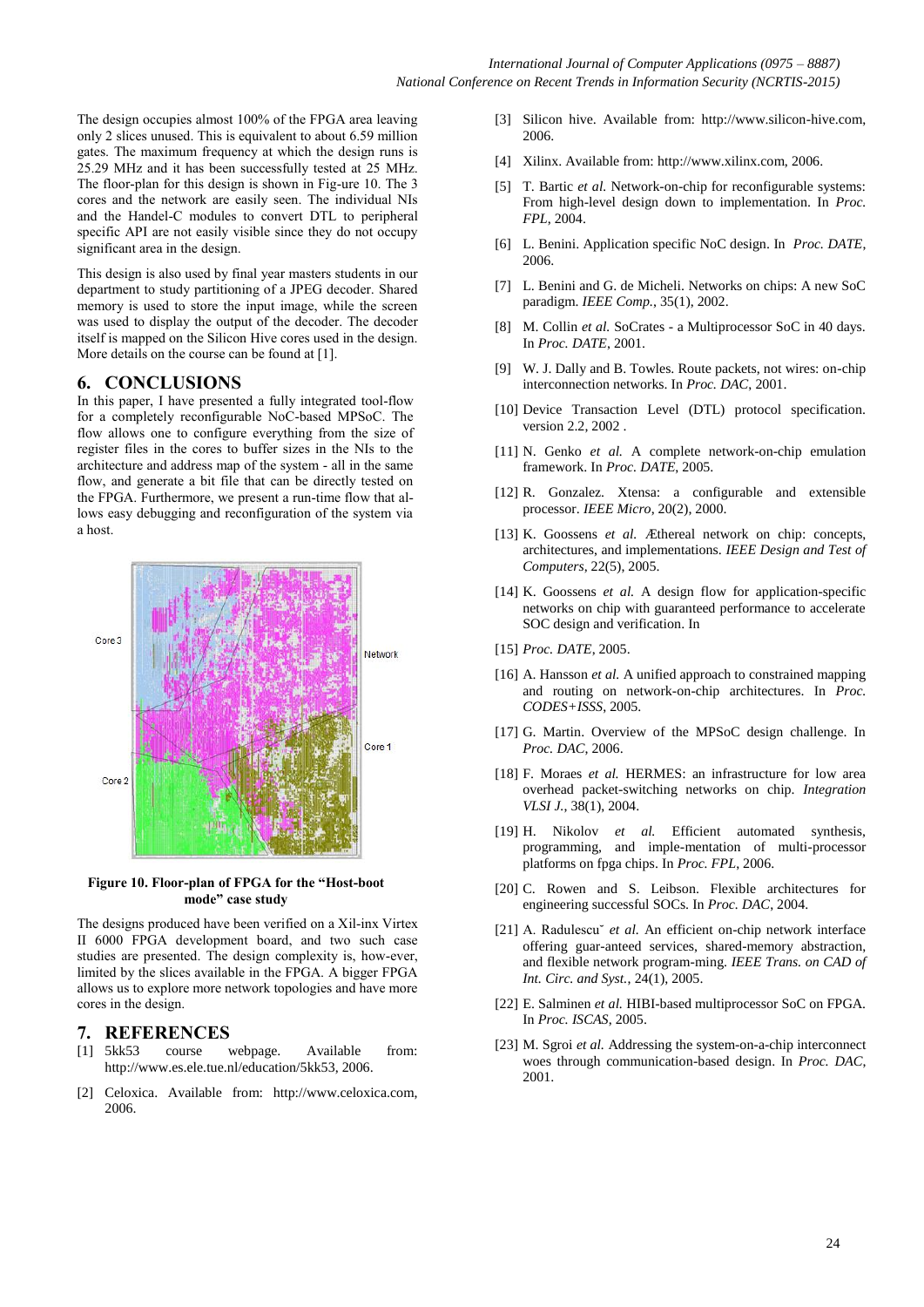The design occupies almost 100% of the FPGA area leaving only 2 slices unused. This is equivalent to about 6.59 million gates. The maximum frequency at which the design runs is 25.29 MHz and it has been successfully tested at 25 MHz. The floor-plan for this design is shown in Fig-ure 10. The 3 cores and the network are easily seen. The individual NIs and the Handel-C modules to convert DTL to peripheral specific API are not easily visible since they do not occupy significant area in the design.

This design is also used by final year masters students in our department to study partitioning of a JPEG decoder. Shared memory is used to store the input image, while the screen was used to display the output of the decoder. The decoder itself is mapped on the Silicon Hive cores used in the design. More details on the course can be found at [1].

## 6. CONCLUSIONS

In this paper, I have presented a fully integrated tool-flow for a completely reconfigurable NoC-based MPSoC. The flow allows one to configure everything from the size of register files in the cores to buffer sizes in the NIs to the architecture and address map of the system - all in the same flow, and generate a bit file that can be directly tested on the FPGA. Furthermore, we present a run-time flow that al-lows easy debugging and reconfiguration of the system via a host.

Core 3

Network

Core 1

Core 2

**Figure 10. Floor-plan of FPGA for the "Host-boot mode" case study**

The designs produced have been verified on a Xil-inx Virtex II 6000 FPGA development board, and two such case studies are presented. The design complexity is, how-ever, limited by the slices available in the FPGA. A bigger FPGA allows us to explore more network topologies and have more cores in the design.

## 7. REFERENCES

[1] 5kk53 course webpage. Available from: http://www.es.ele.tue.nl/education/5kk53, 2006.

[2] Celoxica. Available from: http://www.celoxica.com, 2006.

[3] Silicon hive. Available from: http://www.silicon-hive.com, 2006.

[4] Xilinx. Available from: http://www.xilinx.com, 2006.

[5] T. Bartic *et al.* Network-on-chip for reconfigurable systems: From high-level design down to implementation. In *Proc. FPL*, 2004.

[6] L. Benini. Application specific NoC design. In *Proc. DATE*, 2006.

[7] L. Benini and G. de Micheli. Networks on chips: A new SoC paradigm. *IEEE Comp.*, 35(1), 2002.

[8] M. Collin *et al.* SoCrates - a Multiprocessor SoC in 40 days. In *Proc. DATE*, 2001.

[9] W. J. Dally and B. Towles. Route packets, not wires: on-chip interconnection networks. In *Proc. DAC*, 2001.

[10] Device Transaction Level (DTL) protocol specification. version 2.2, 2002 .

[11] N. Genko *et al.* A complete network-on-chip emulation framework. In *Proc. DATE*, 2005.

[12] R. Gonzalez. Xtensa: a configurable and extensible processor. *IEEE Micro*, 20(2), 2000.

[13] K. Goossens *et al.* Æthereal network on chip: concepts, architectures, and implementations. *IEEE Design and Test of Computers*, 22(5), 2005.

[14] K. Goossens *et al.* A design flow for application-specific networks on chip with guaranteed performance to accelerate SOC design and verification. In

[15] *Proc. DATE*, 2005.

[16] A. Hansson *et al.* A unified approach to constrained mapping and routing on network-on-chip architectures. In *Proc. CODES+ISSS*, 2005.

[17] G. Martin. Overview of the MPSoC design challenge. In *Proc. DAC*, 2006.

[18] F. Moraes *et al.* HERMES: an infrastructure for low area overhead packet-switching networks on chip. *Integration VLSI J.*, 38(1), 2004.

[19] H. Nikolov *et al.* Efficient automated synthesis, programming, and imple-mentation of multi-processor platforms on fpga chips. In *Proc. FPL*, 2006.

[20] C. Rowen and S. Leibson. Flexible architectures for engineering successful SOCs. In *Proc. DAC*, 2004.

[21] A. Radulescu˘ *et al.* An efficient on-chip network interface offering guar-anteed services, shared-memory abstraction, and flexible network program-ming. *IEEE Trans. on CAD of Int. Circ. and Syst.*, 24(1), 2005.

[22] E. Salminen *et al.* HIBI-based multiprocessor SoC on FPGA. In *Proc. ISCAS*, 2005.

[23] M. Sgroi *et al.* Addressing the system-on-a-chip interconnect woes through communication-based design. In *Proc. DAC*, 2001.